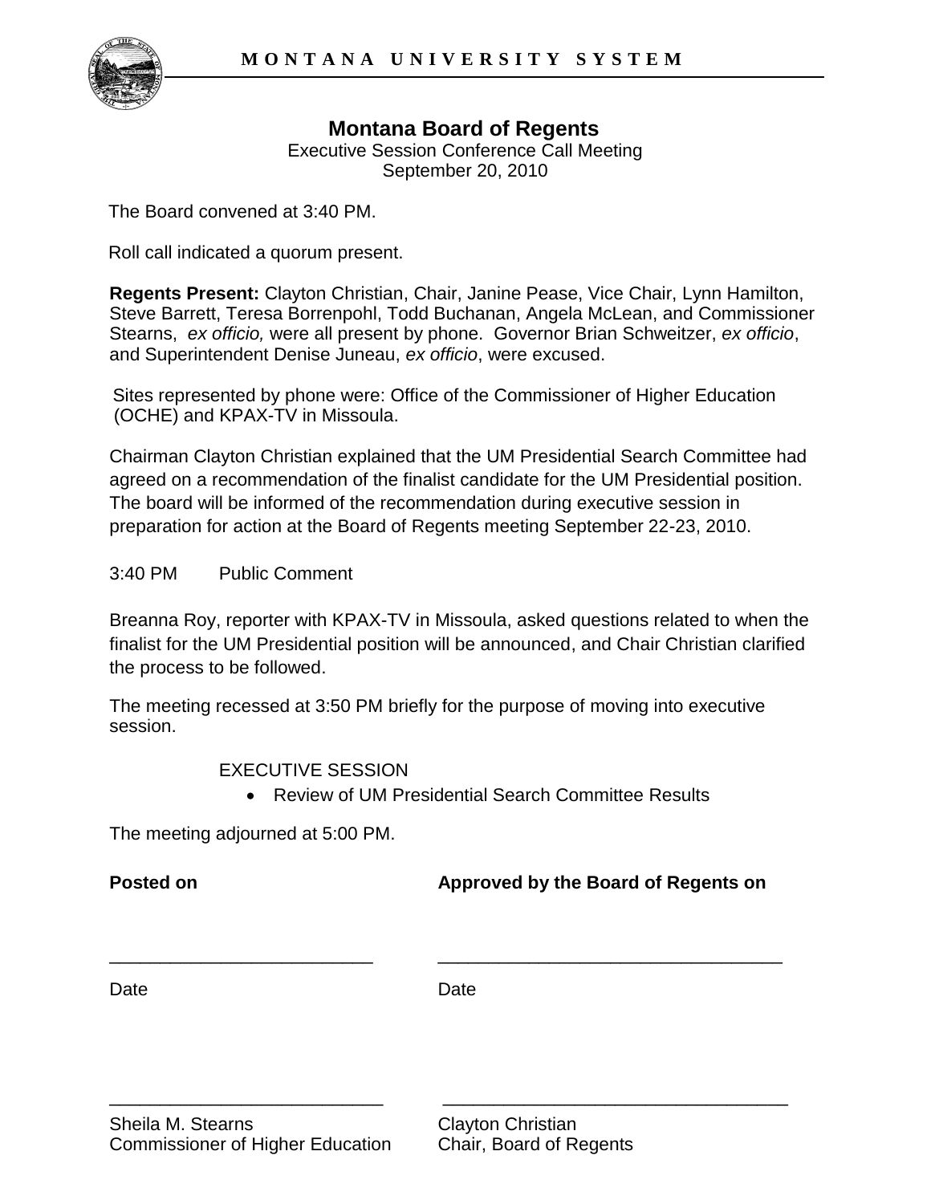MONTANA UNIVERSITY SYSTEM

# Montana Board of Regents

Executive Session Conference Call Meeting
September 20, 2010

The Board convened at 3:40 PM.

Roll call indicated a quorum present.

**Regents Present:** Clayton Christian, Chair, Janine Pease, Vice Chair, Lynn Hamilton, Steve Barrett, Teresa Borrenpohl, Todd Buchanan, Angela McLean, and Commissioner Stearns, *ex officio,* were all present by phone. Governor Brian Schweitzer, *ex officio*, and Superintendent Denise Juneau, *ex officio*, were excused.

Sites represented by phone were: Office of the Commissioner of Higher Education (OCHE) and KPAX-TV in Missoula.

Chairman Clayton Christian explained that the UM Presidential Search Committee had agreed on a recommendation of the finalist candidate for the UM Presidential position. The board will be informed of the recommendation during executive session in preparation for action at the Board of Regents meeting September 22-23, 2010.

3:40 PM Public Comment

Breanna Roy, reporter with KPAX-TV in Missoula, asked questions related to when the finalist for the UM Presidential position will be announced, and Chair Christian clarified the process to be followed.

The meeting recessed at 3:50 PM briefly for the purpose of moving into executive session.

EXECUTIVE SESSION

- Review of UM Presidential Search Committee Results

The meeting adjourned at 5:00 PM.

| **Posted on** | **Approved by the Board of Regents on** |
|---|---|
| ___________________________ | ___________________________________ |
| Date | Date |
| ___________________________ | ___________________________________ |
| Sheila M. Stearns<br>Commissioner of Higher Education | Clayton Christian<br>Chair, Board of Regents |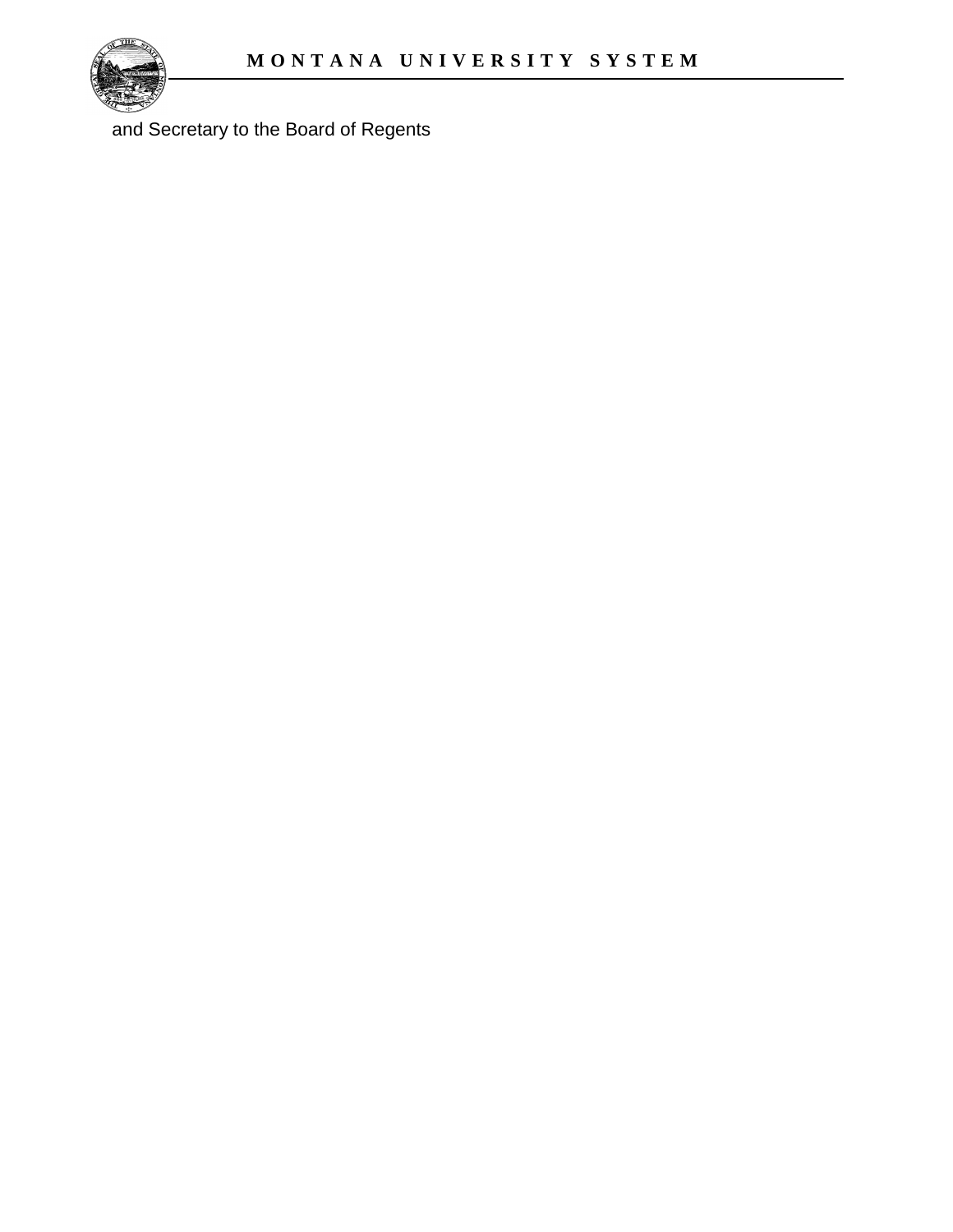and Secretary to the Board of Regents